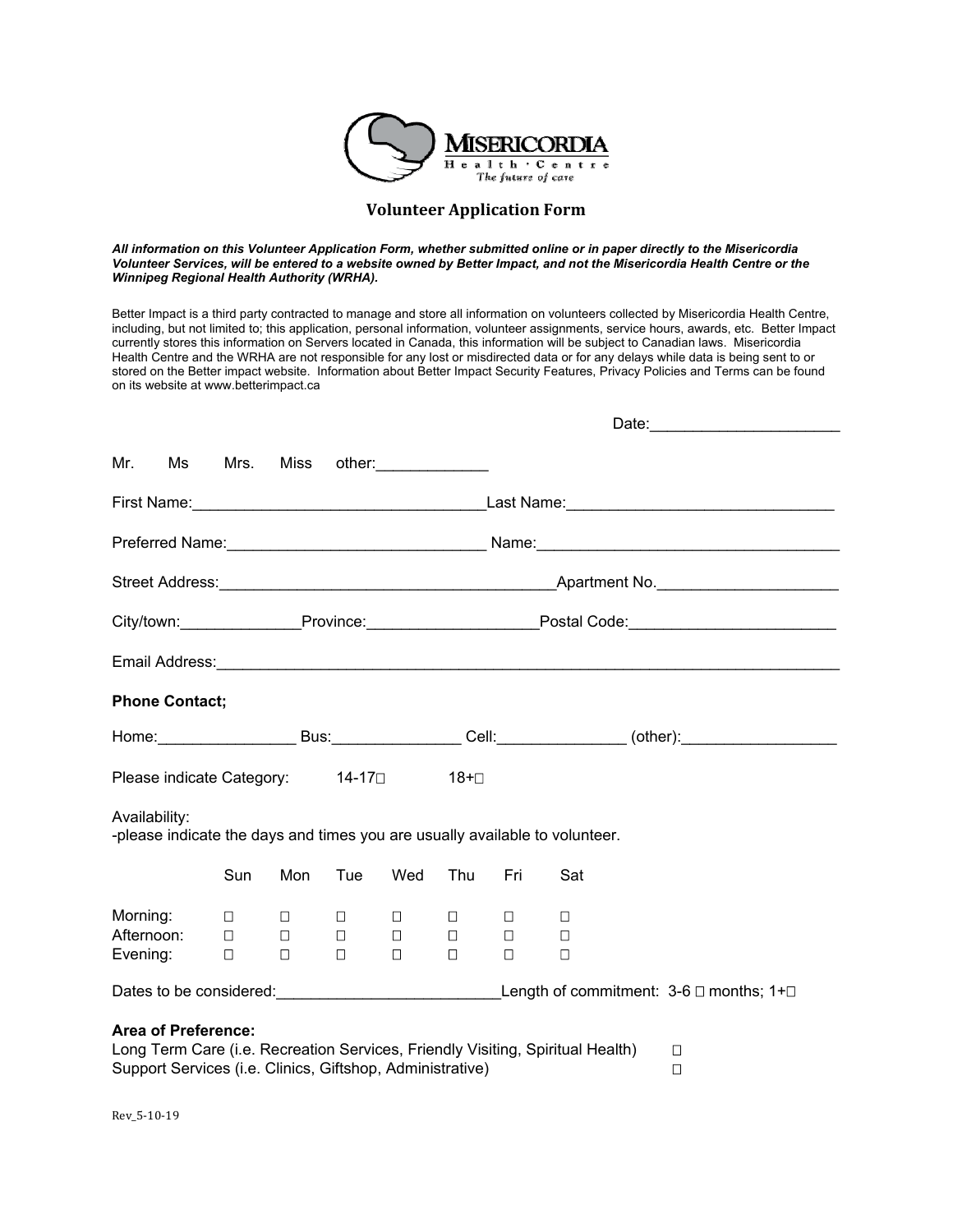MISERICORDIA Health · Centre *The future of care*

# Volunteer Application Form

***All information on this Volunteer Application Form, whether submitted online or in paper directly to the Misericordia Volunteer Services, will be entered to a website owned by Better Impact, and not the Misericordia Health Centre or the Winnipeg Regional Health Authority (WRHA).***

Better Impact is a third party contracted to manage and store all information on volunteers collected by Misericordia Health Centre, including, but not limited to; this application, personal information, volunteer assignments, service hours, awards, etc. Better Impact currently stores this information on Servers located in Canada, this information will be subject to Canadian laws. Misericordia Health Centre and the WRHA are not responsible for any lost or misdirected data or for any delays while data is being sent to or stored on the Better impact website. Information about Better Impact Security Features, Privacy Policies and Terms can be found on its website at www.betterimpact.ca

Date:_____________________

Mr. Ms Mrs. Miss other:_____________

First Name:_________________________________Last Name:_____________________________

Preferred Name:_____________________________ Name:_________________________________

Street Address:______________________________________Apartment No.____________________

City/town:_____________Province:__________________Postal Code:______________________

Email Address:______________________________________________________________________

**Phone Contact;**

Home:_______________ Bus:______________ Cell:______________ (other):_________________

Please indicate Category: 14-17☐ 18+☐

Availability:
-please indicate the days and times you are usually available to volunteer.

| | Sun | Mon | Tue | Wed | Thu | Fri | Sat |
|---|---|---|---|---|---|---|---|
| Morning: | ☐ | ☐ | ☐ | ☐ | ☐ | ☐ | ☐ |
| Afternoon: | ☐ | ☐ | ☐ | ☐ | ☐ | ☐ | ☐ |
| Evening: | ☐ | ☐ | ☐ | ☐ | ☐ | ☐ | ☐ |

Dates to be considered:_________________________Length of commitment: 3-6 ☐ months; 1+☐

**Area of Preference:**

Long Term Care (i.e. Recreation Services, Friendly Visiting, Spiritual Health) ☐

Support Services (i.e. Clinics, Giftshop, Administrative) ☐

Rev_5-10-19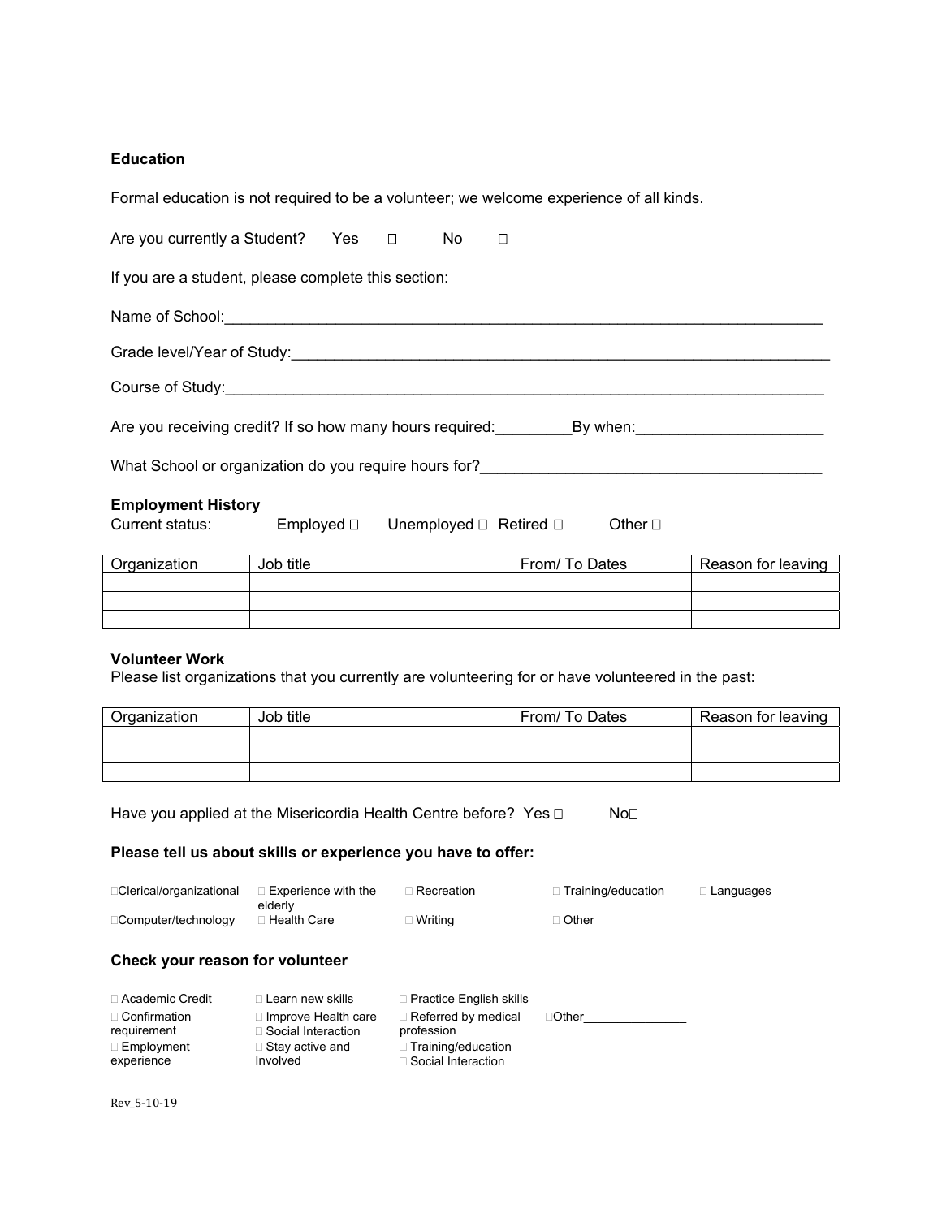**Education**

Formal education is not required to be a volunteer; we welcome experience of all kinds.

Are you currently a Student? Yes ☐ No ☐

If you are a student, please complete this section:

Name of School:___________________________________________________________________________

Grade level/Year of Study:_____________________________________________________________________

Course of Study:___________________________________________________________________________

Are you receiving credit? If so how many hours required:_________By when:______________________

What School or organization do you require hours for?________________________________________

**Employment History**

Current status: Employed ☐ Unemployed ☐ Retired ☐ Other ☐

| Organization | Job title | From/ To Dates | Reason for leaving |
|---|---|---|---|
| | | | |
| | | | |
| | | | |

**Volunteer Work**

Please list organizations that you currently are volunteering for or have volunteered in the past:

| Organization | Job title | From/ To Dates | Reason for leaving |
|---|---|---|---|
| | | | |
| | | | |
| | | | |

Have you applied at the Misericordia Health Centre before? Yes ☐ No☐

**Please tell us about skills or experience you have to offer:**

☐Clerical/organizational ☐ Experience with the elderly ☐ Recreation ☐ Training/education ☐ Languages

☐Computer/technology ☐ Health Care ☐ Writing ☐ Other

**Check your reason for volunteer**

☐ Academic Credit
☐ Confirmation requirement
☐ Employment experience
☐ Learn new skills
☐ Improve Health care
☐ Social Interaction
☐ Stay active and Involved
☐ Practice English skills
☐ Referred by medical profession
☐ Training/education
☐ Social Interaction
☐Other_______________

Rev_5-10-19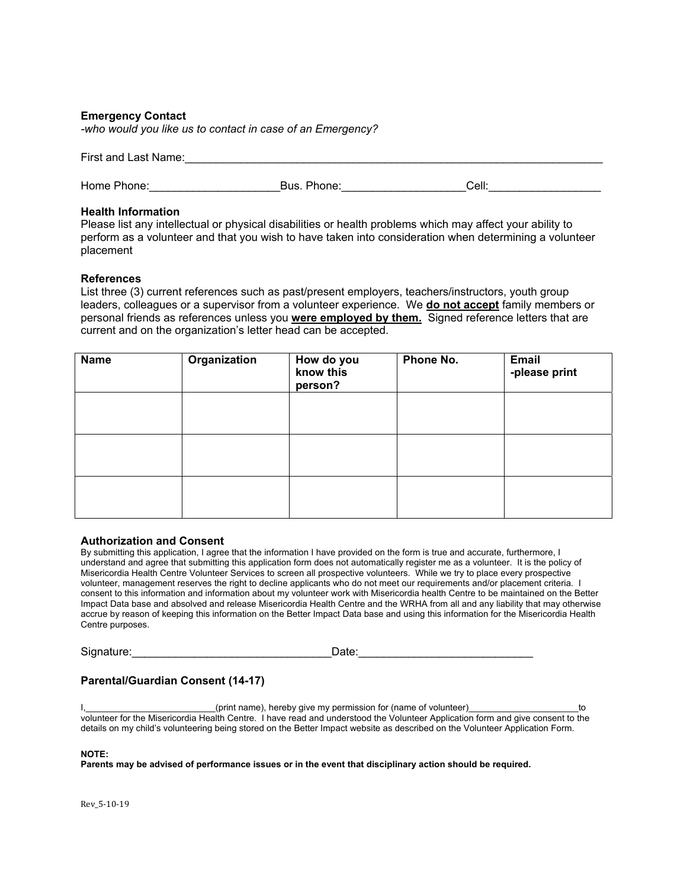**Emergency Contact**

*-who would you like us to contact in case of an Emergency?*

First and Last Name:______________________________________________________________________

Home Phone:____________________Bus. Phone:___________________Cell:_________________

**Health Information**

Please list any intellectual or physical disabilities or health problems which may affect your ability to perform as a volunteer and that you wish to have taken into consideration when determining a volunteer placement

**References**

List three (3) current references such as past/present employers, teachers/instructors, youth group leaders, colleagues or a supervisor from a volunteer experience. We **do not accept** family members or personal friends as references unless you **were employed by them.** Signed reference letters that are current and on the organization's letter head can be accepted.

| Name | Organization | How do you know this person? | Phone No. | Email -please print |
|---|---|---|---|---|
| | | | | |
| | | | | |
| | | | | |

**Authorization and Consent**

By submitting this application, I agree that the information I have provided on the form is true and accurate, furthermore, I understand and agree that submitting this application form does not automatically register me as a volunteer. It is the policy of Misericordia Health Centre Volunteer Services to screen all prospective volunteers. While we try to place every prospective volunteer, management reserves the right to decline applicants who do not meet our requirements and/or placement criteria. I consent to this information and information about my volunteer work with Misericordia health Centre to be maintained on the Better Impact Data base and absolved and release Misericordia Health Centre and the WRHA from all and any liability that may otherwise accrue by reason of keeping this information on the Better Impact Data base and using this information for the Misericordia Health Centre purposes.

Signature:_______________________________Date:___________________________

**Parental/Guardian Consent (14-17)**

I,________________________(print name), hereby give my permission for (name of volunteer)____________________to volunteer for the Misericordia Health Centre. I have read and understood the Volunteer Application form and give consent to the details on my child's volunteering being stored on the Better Impact website as described on the Volunteer Application Form.

**NOTE:**

**Parents may be advised of performance issues or in the event that disciplinary action should be required.**

Rev_5-10-19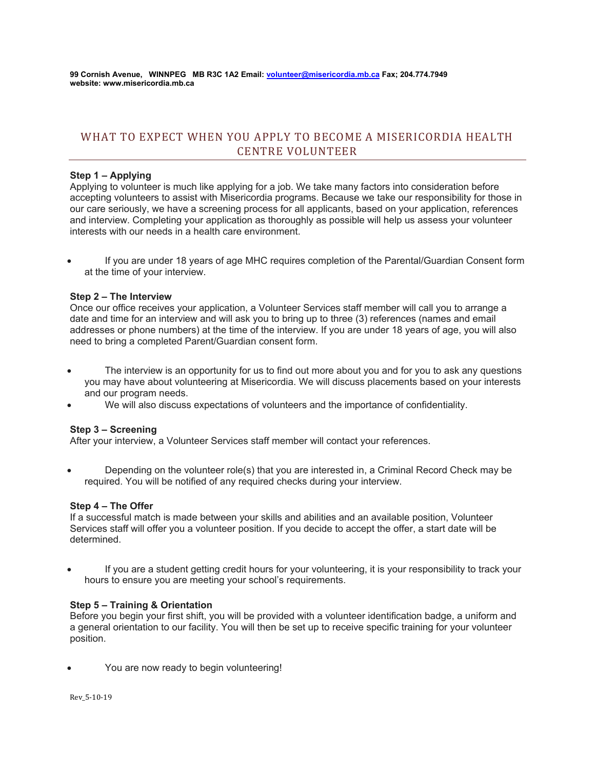**99 Cornish Avenue, WINNPEG MB R3C 1A2 Email: volunteer@misericordia.mb.ca Fax; 204.774.7949**
**website: www.misericordia.mb.ca**

# WHAT TO EXPECT WHEN YOU APPLY TO BECOME A MISERICORDIA HEALTH CENTRE VOLUNTEER

**Step 1 – Applying**
Applying to volunteer is much like applying for a job. We take many factors into consideration before accepting volunteers to assist with Misericordia programs. Because we take our responsibility for those in our care seriously, we have a screening process for all applicants, based on your application, references and interview. Completing your application as thoroughly as possible will help us assess your volunteer interests with our needs in a health care environment.

- If you are under 18 years of age MHC requires completion of the Parental/Guardian Consent form at the time of your interview.

**Step 2 – The Interview**
Once our office receives your application, a Volunteer Services staff member will call you to arrange a date and time for an interview and will ask you to bring up to three (3) references (names and email addresses or phone numbers) at the time of the interview. If you are under 18 years of age, you will also need to bring a completed Parent/Guardian consent form.

- The interview is an opportunity for us to find out more about you and for you to ask any questions you may have about volunteering at Misericordia. We will discuss placements based on your interests and our program needs.
- We will also discuss expectations of volunteers and the importance of confidentiality.

**Step 3 – Screening**
After your interview, a Volunteer Services staff member will contact your references.

- Depending on the volunteer role(s) that you are interested in, a Criminal Record Check may be required. You will be notified of any required checks during your interview.

**Step 4 – The Offer**
If a successful match is made between your skills and abilities and an available position, Volunteer Services staff will offer you a volunteer position. If you decide to accept the offer, a start date will be determined.

- If you are a student getting credit hours for your volunteering, it is your responsibility to track your hours to ensure you are meeting your school's requirements.

**Step 5 – Training & Orientation**
Before you begin your first shift, you will be provided with a volunteer identification badge, a uniform and a general orientation to our facility. You will then be set up to receive specific training for your volunteer position.

- You are now ready to begin volunteering!

Rev_5-10-19